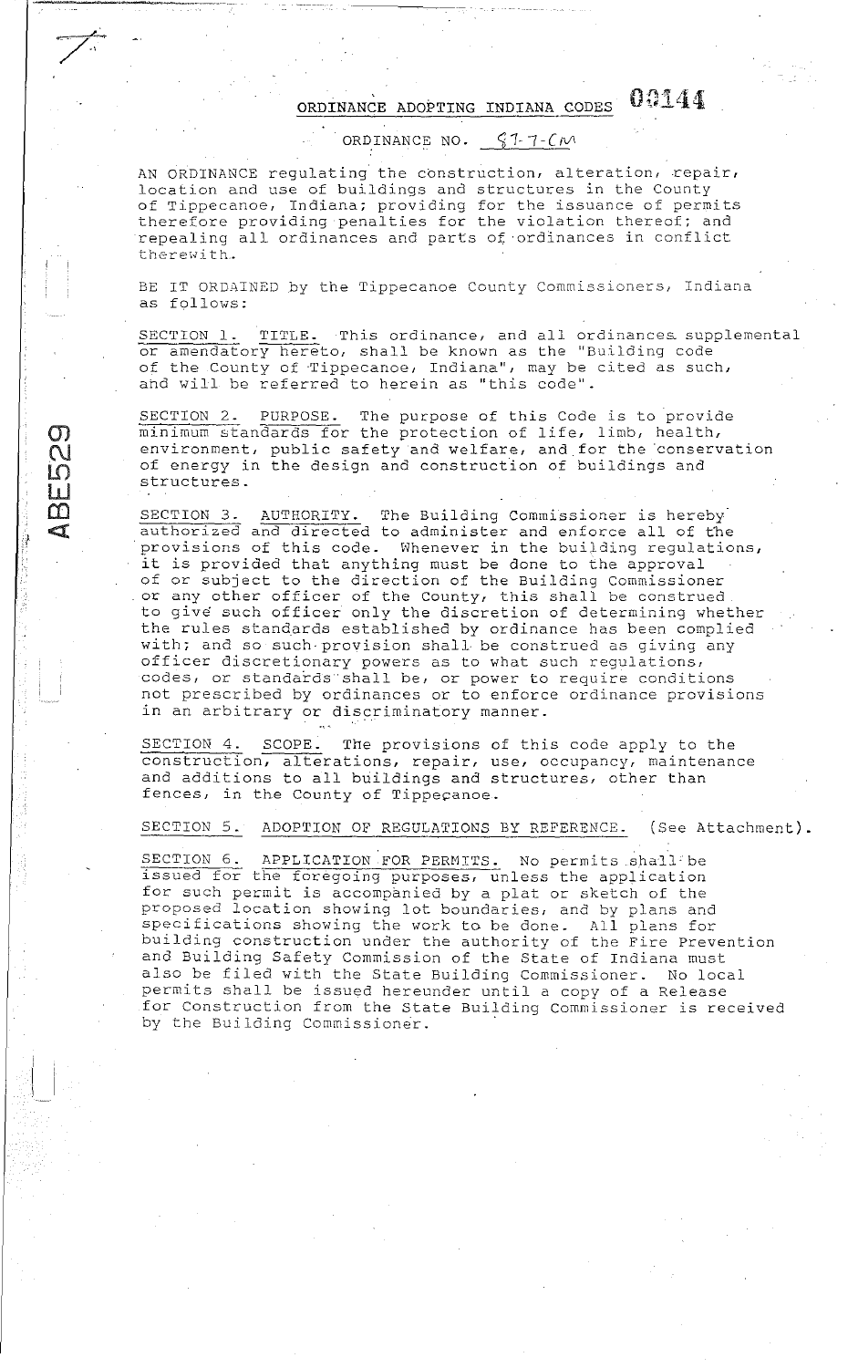# ORDINANCE ADOPTING INDIANA CODES 00144

ORDINANCE NO. 87-7-CM

AN ORDINANCE regulating the construction, alteration, repair, location and use of buildings and structures in the County of Tippecanoe, Indiana; providing for the issuance of permits therefore providing penalties for the violation thereof; and repealing all ordinances and parts of ordinances in conflict therewith.

BE IT ORDAINED by the Tippecanoe County Commissioners, Indiana as follows:

SECTION 1. TITLE. This ordinance, and all ordinances supplemental or amendatory hereto, shall be known as the "Building code of the County of Tippecanoe, Indiana", may be cited as such, and will be referred to herein as "this code".

SECTION 2. PURPOSE. The purpose of this Code is to provide minimum standards for the protection of life, limb, health, environment, public safety and welfare, and for the conservation of energy in the design and construction of buildings and structures.

SECTION 3. AUTHORITY. The Building Commissioner is hereby authorized and directed to administer and enforce all of the provisions of this code. Whenever in the building regulations, it is provided that anything must be done to the approval of or subject to the direction of the Building Commissioner or any other officer of the County, this shall be construed to give such officer only the discretion of determining whether the rules standards established by ordinance has been complied with; and so such provision shall be construed as giving any officer discretionary powers as to what such regulations, codes, or standards shall be, or power to require conditions not prescribed by ordinances or to enforce ordinance provisions in an arbitrary or discriminatory manner.

SECTION 4. SCOPE. The provisions of this code apply to the construction, alterations, repair, use, occupancy, maintenance and additions to all buildings and structures, other than fences, in the County of Tippecanoe.

SECTION 5. ADOPTION OF REGULATIONS BY REFERENCE. (See Attachment).

SECTION 6. APPLICATION FOR PERMITS. No permits shall be issued for the foregoing purposes, unless the application for such permit is accompanied by a plat or sketch of the proposed location showing lot boundaries, and by plans and specifications showing the work to be done. All plans for building construction under the authority of the Fire Prevention and Building Safety Commission of the State of Indiana must also be filed with the State Building Commissioner. No local permits shall be issued hereunder until a copy of a Release for Construction from the State Building Commissioner is received by the Building Commissioner.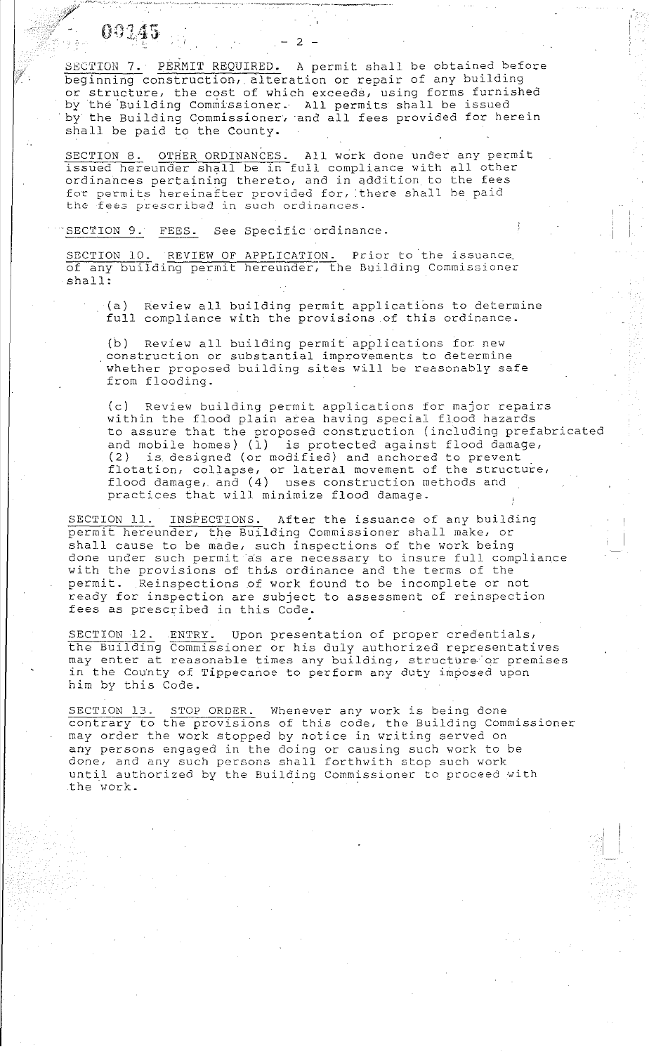SECTION 7. PERMIT REQUIRED. A permit shall be obtained before beginning construction, alteration or repair of any building or structure, the cost of which exceeds, using forms furnished by the Building Commissioner. All permits shall be issued by the Building Commissioner, and all fees provided for herein shall be paid to the County.

SECTION 8. OTHER ORDINANCES. All work done under any permit issued hereunder shall be in full compliance with all other ordinances pertaining thereto, and in addition to the fees for permits hereinafter provided for, there shall be paid the fees prescribed in such ordinances.

SECTION 9. FEES. See Specific ordinance.

SECTION 10. REVIEW OF APPLICATION. Prior to the issuance of any building permit hereunder, the Building Commissioner shall:

(a) Review all building permit applications to determine full compliance with the provisions of this ordinance.

(b) Review all building permit applications for new construction or substantial improvements to determine whether proposed building sites will be reasonably safe from flooding.

(c) Review building permit applications for major repairs within the flood plain area having special flood hazards to assure that the proposed construction (including prefabricated and mobile homes) (1) is protected against flood damage, (2) is designed (or modified) and anchored to prevent flotation, collapse, or lateral movement of the structure, flood damage, and (4) uses construction methods and practices that will minimize flood damage.

SECTION 11. INSPECTIONS. After the issuance of any building permit hereunder, the Building Commissioner shall make, or shall cause to be made, such inspections of the work being done under such permit as are necessary to insure full compliance with the provisions of this ordinance and the terms of the permit. Reinspections of work found to be incomplete or not ready for inspection are subject to assessment of reinspection fees as prescribed in this Code.

SECTION 12. ENTRY. Upon presentation of proper credentials, the Building Commissioner or his duly authorized representatives may enter at reasonable times any building, structure or premises in the County of Tippecanoe to perform any duty imposed upon him by this Code.

SECTION 13. STOP ORDER. Whenever any work is being done contrary to the provisions of this code, the Building Commissioner may order the work stopped by notice in writing served on any persons engaged in the doing or causing such work to be done, and any such persons shall forthwith stop such work until authorized by the Building Commissioner to proceed with the work.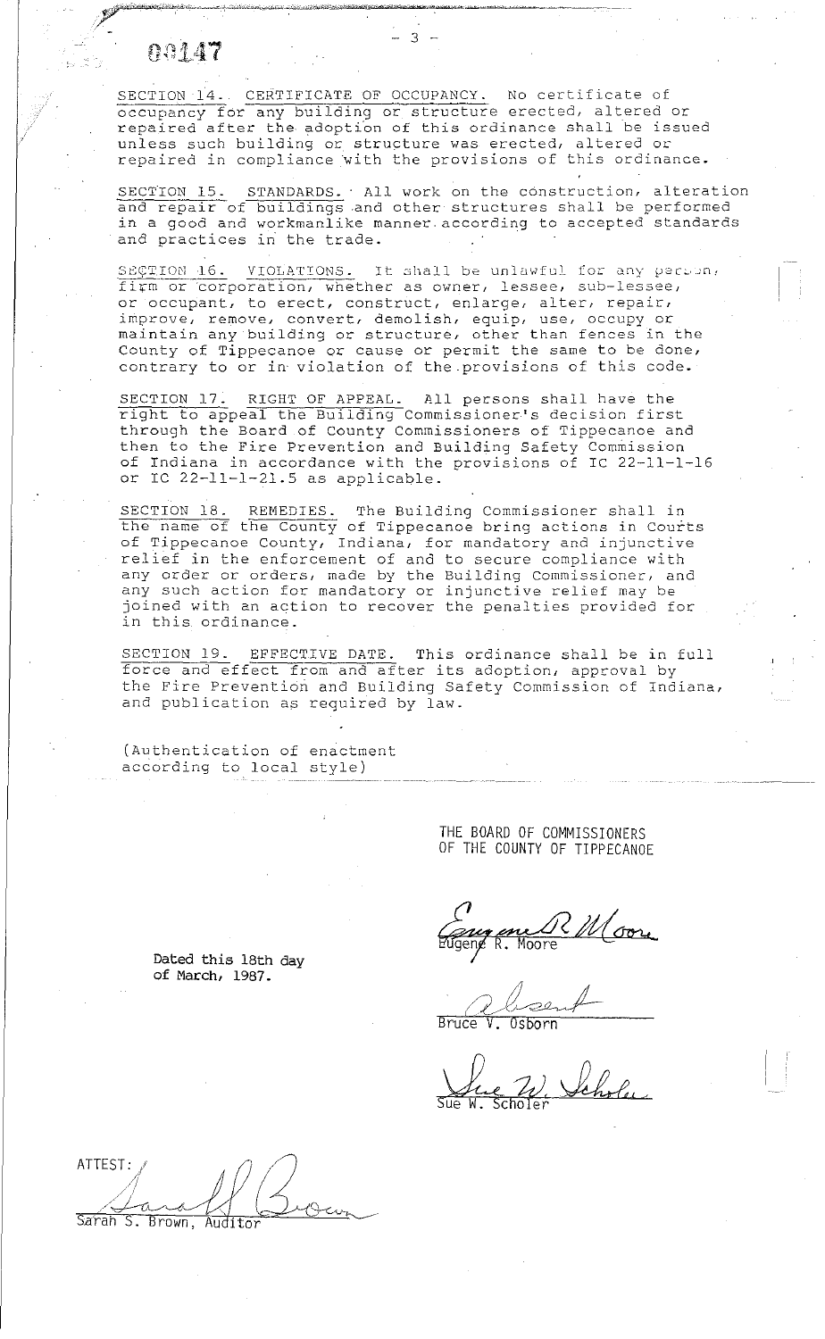SECTION 14. CERTIFICATE OF OCCUPANCY. No certificate of occupancy for any building or structure erected, altered or repaired after the adoption of this ordinance shall be issued unless such building or structure was erected, altered or repaired in compliance with the provisions of this ordinance.

SECTION 15. STANDARDS. All work on the construction, alteration and repair of buildings and other structures shall be performed in a good and workmanlike manner according to accepted standards and practices in the trade.

SECTION 16. VIOLATIONS. It shall be unlawful for any person, firm or corporation, whether as owner, lessee, sub-lessee, or occupant, to erect, construct, enlarge, alter, repair, improve, remove, convert, demolish, equip, use, occupy or maintain any building or structure, other than fences in the County of Tippecanoe or cause or permit the same to be done, contrary to or in violation of the provisions of this code.

SECTION 17. RIGHT OF APPEAL. All persons shall have the right to appeal the Building Commissioner's decision first through the Board of County Commissioners of Tippecanoe and then to the Fire Prevention and Building Safety Commission of Indiana in accordance with the provisions of IC 22-11-1-16 or IC 22-11-1-21.5 as applicable.

SECTION 18. REMEDIES. The Building Commissioner shall in the name of the County of Tippecanoe bring actions in Courts of Tippecanoe County, Indiana, for mandatory and injunctive relief in the enforcement of and to secure compliance with any order or orders, made by the Building Commissioner, and any such action for mandatory or injunctive relief may be joined with an action to recover the penalties provided for in this ordinance.

SECTION 19. EFFECTIVE DATE. This ordinance shall be in full force and effect from and after its adoption, approval by the Fire Prevention and Building Safety Commission of Indiana, and publication as required by law.

(Authentication of enactment according to local style)

THE BOARD OF COMMISSIONERS OF THE COUNTY OF TIPPECANOE

Dated this 18th day of March, 1987.

Eugene R. Moore

absent
Bruce V. Osborn

Sue W. Scholer

ATTEST:

Sarah S. Brown, Auditor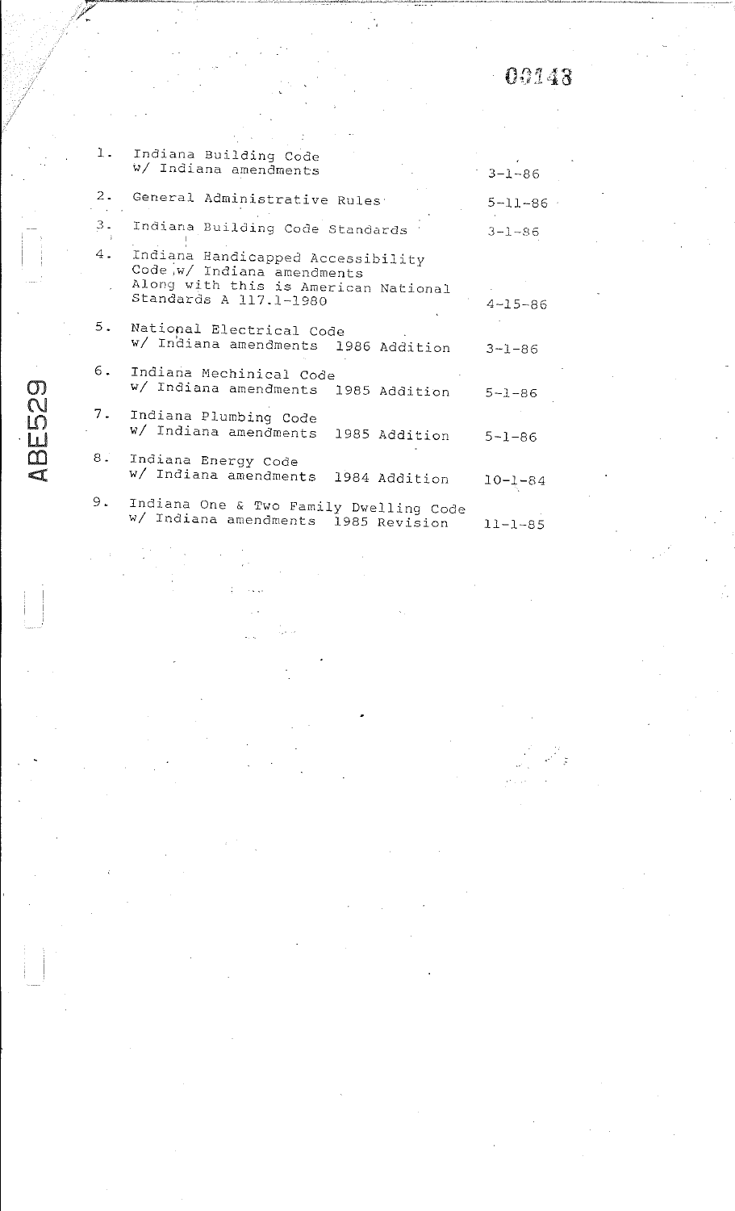| | | |
|---|---|---|
| 1. | Indiana Building Code w/ Indiana amendments | 3-1-86 |
| 2. | General Administrative Rules | 5-11-86 |
| 3. | Indiana Building Code Standards | 3-1-86 |
| 4. | Indiana Handicapped Accessibility Code w/ Indiana amendments Along with this is American National Standards A 117.1-1980 | 4-15-86 |
| 5. | National Electrical Code w/ Indiana amendments 1986 Addition | 3-1-86 |
| 6. | Indiana Mechinical Code w/ Indiana amendments 1985 Addition | 5-1-86 |
| 7. | Indiana Plumbing Code w/ Indiana amendments 1985 Addition | 5-1-86 |
| 8. | Indiana Energy Code w/ Indiana amendments 1984 Addition | 10-1-84 |
| 9. | Indiana One & Two Family Dwelling Code w/ Indiana amendments 1985 Revision | 11-1-85 |